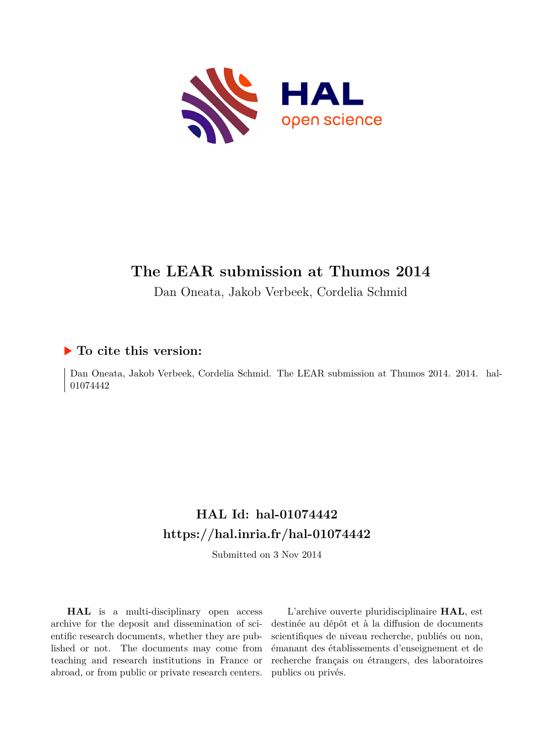# The LEAR submission at Thumos 2014

Dan Oneata, Jakob Verbeek, Cordelia Schmid

## ▶ To cite this version:

Dan Oneata, Jakob Verbeek, Cordelia Schmid. The LEAR submission at Thumos 2014. 2014. hal-01074442

## HAL Id: hal-01074442
## https://hal.inria.fr/hal-01074442

Submitted on 3 Nov 2014

**HAL** is a multi-disciplinary open access archive for the deposit and dissemination of scientific research documents, whether they are published or not. The documents may come from teaching and research institutions in France or abroad, or from public or private research centers.

L'archive ouverte pluridisciplinaire **HAL**, est destinée au dépôt et à la diffusion de documents scientifiques de niveau recherche, publiés ou non, émanant des établissements d'enseignement et de recherche français ou étrangers, des laboratoires publics ou privés.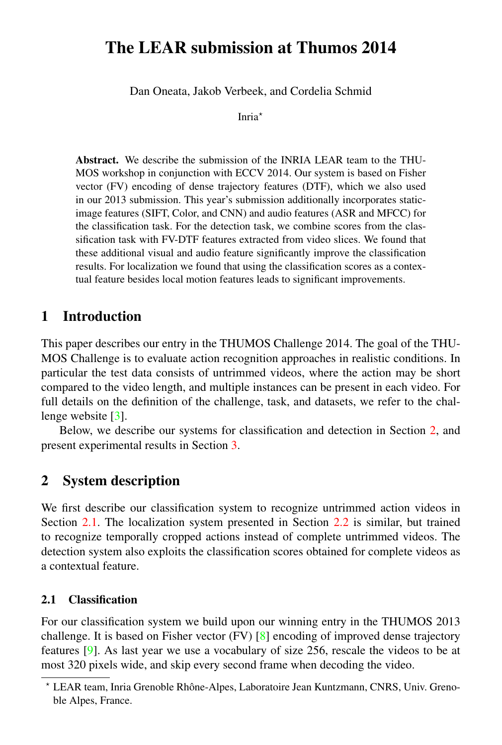# The LEAR submission at Thumos 2014

Dan Oneata, Jakob Verbeek, and Cordelia Schmid

Inria*

**Abstract.** We describe the submission of the INRIA LEAR team to the THUMOS workshop in conjunction with ECCV 2014. Our system is based on Fisher vector (FV) encoding of dense trajectory features (DTF), which we also used in our 2013 submission. This year's submission additionally incorporates static-image features (SIFT, Color, and CNN) and audio features (ASR and MFCC) for the classification task. For the detection task, we combine scores from the classification task with FV-DTF features extracted from video slices. We found that these additional visual and audio feature significantly improve the classification results. For localization we found that using the classification scores as a contextual feature besides local motion features leads to significant improvements.

## 1 Introduction

This paper describes our entry in the THUMOS Challenge 2014. The goal of the THUMOS Challenge is to evaluate action recognition approaches in realistic conditions. In particular the test data consists of untrimmed videos, where the action may be short compared to the video length, and multiple instances can be present in each video. For full details on the definition of the challenge, task, and datasets, we refer to the challenge website [3].

Below, we describe our systems for classification and detection in Section 2, and present experimental results in Section 3.

## 2 System description

We first describe our classification system to recognize untrimmed action videos in Section 2.1. The localization system presented in Section 2.2 is similar, but trained to recognize temporally cropped actions instead of complete untrimmed videos. The detection system also exploits the classification scores obtained for complete videos as a contextual feature.

### 2.1 Classification

For our classification system we build upon our winning entry in the THUMOS 2013 challenge. It is based on Fisher vector (FV) [8] encoding of improved dense trajectory features [9]. As last year we use a vocabulary of size 256, rescale the videos to be at most 320 pixels wide, and skip every second frame when decoding the video.

* LEAR team, Inria Grenoble Rhône-Alpes, Laboratoire Jean Kuntzmann, CNRS, Univ. Grenoble Alpes, France.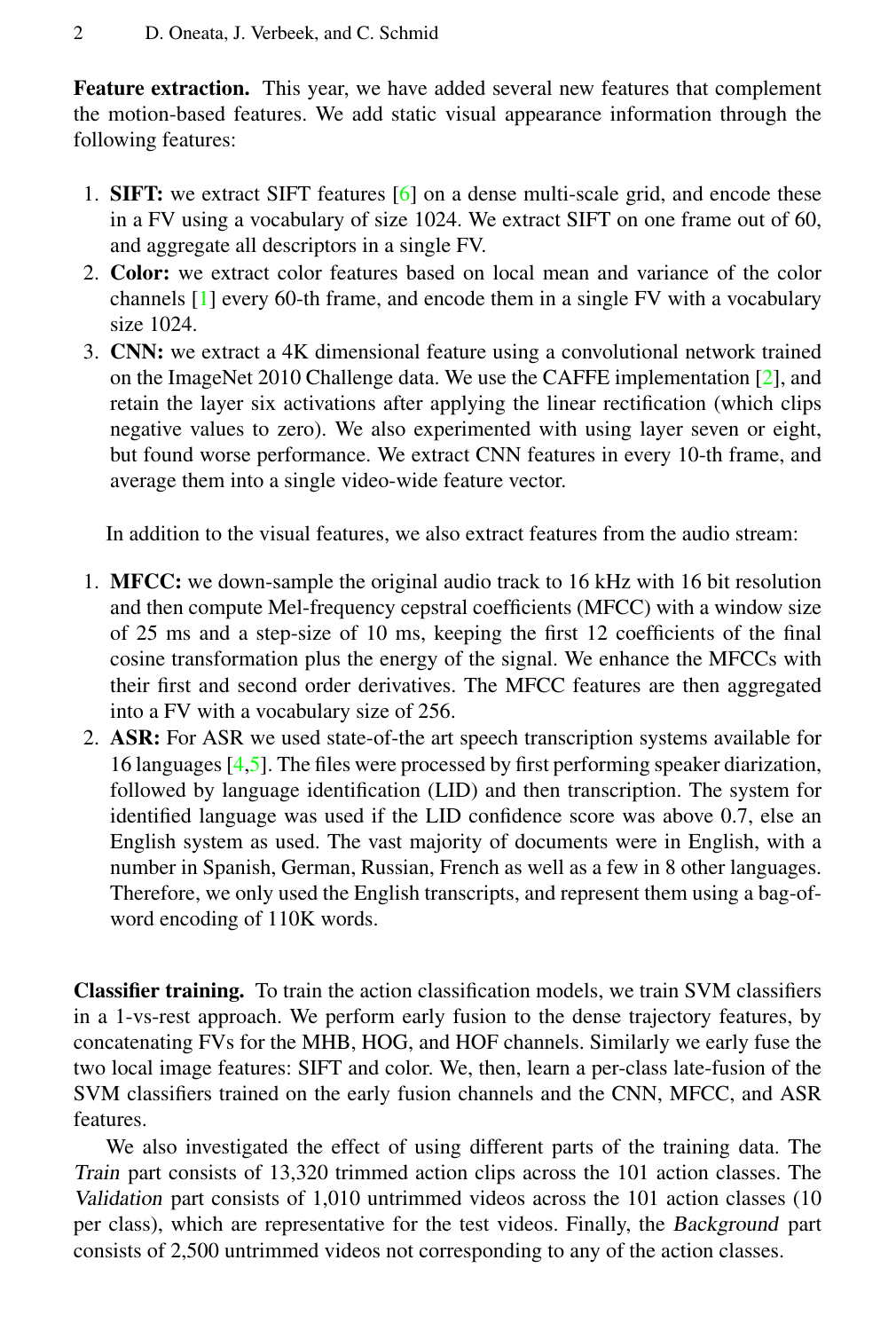**Feature extraction.** This year, we have added several new features that complement the motion-based features. We add static visual appearance information through the following features:

1. **SIFT:** we extract SIFT features [6] on a dense multi-scale grid, and encode these in a FV using a vocabulary of size 1024. We extract SIFT on one frame out of 60, and aggregate all descriptors in a single FV.
2. **Color:** we extract color features based on local mean and variance of the color channels [1] every 60-th frame, and encode them in a single FV with a vocabulary size 1024.
3. **CNN:** we extract a 4K dimensional feature using a convolutional network trained on the ImageNet 2010 Challenge data. We use the CAFFE implementation [2], and retain the layer six activations after applying the linear rectification (which clips negative values to zero). We also experimented with using layer seven or eight, but found worse performance. We extract CNN features in every 10-th frame, and average them into a single video-wide feature vector.

In addition to the visual features, we also extract features from the audio stream:

1. **MFCC:** we down-sample the original audio track to 16 kHz with 16 bit resolution and then compute Mel-frequency cepstral coefficients (MFCC) with a window size of 25 ms and a step-size of 10 ms, keeping the first 12 coefficients of the final cosine transformation plus the energy of the signal. We enhance the MFCCs with their first and second order derivatives. The MFCC features are then aggregated into a FV with a vocabulary size of 256.
2. **ASR:** For ASR we used state-of-the art speech transcription systems available for 16 languages [4,5]. The files were processed by first performing speaker diarization, followed by language identification (LID) and then transcription. The system for identified language was used if the LID confidence score was above 0.7, else an English system as used. The vast majority of documents were in English, with a number in Spanish, German, Russian, French as well as a few in 8 other languages. Therefore, we only used the English transcripts, and represent them using a bag-of-word encoding of 110K words.

**Classifier training.** To train the action classification models, we train SVM classifiers in a 1-vs-rest approach. We perform early fusion to the dense trajectory features, by concatenating FVs for the MHB, HOG, and HOF channels. Similarly we early fuse the two local image features: SIFT and color. We, then, learn a per-class late-fusion of the SVM classifiers trained on the early fusion channels and the CNN, MFCC, and ASR features.

We also investigated the effect of using different parts of the training data. The *Train* part consists of 13,320 trimmed action clips across the 101 action classes. The *Validation* part consists of 1,010 untrimmed videos across the 101 action classes (10 per class), which are representative for the test videos. Finally, the *Background* part consists of 2,500 untrimmed videos not corresponding to any of the action classes.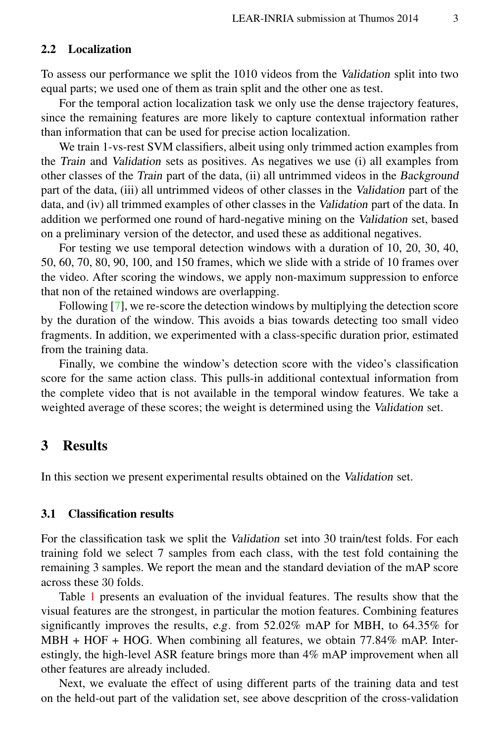### 2.2 Localization

To assess our performance we split the 1010 videos from the *Validation* split into two equal parts; we used one of them as train split and the other one as test.

For the temporal action localization task we only use the dense trajectory features, since the remaining features are more likely to capture contextual information rather than information that can be used for precise action localization.

We train 1-vs-rest SVM classifiers, albeit using only trimmed action examples from the *Train* and *Validation* sets as positives. As negatives we use (i) all examples from other classes of the *Train* part of the data, (ii) all untrimmed videos in the *Background* part of the data, (iii) all untrimmed videos of other classes in the *Validation* part of the data, and (iv) all trimmed examples of other classes in the *Validation* part of the data. In addition we performed one round of hard-negative mining on the *Validation* set, based on a preliminary version of the detector, and used these as additional negatives.

For testing we use temporal detection windows with a duration of 10, 20, 30, 40, 50, 60, 70, 80, 90, 100, and 150 frames, which we slide with a stride of 10 frames over the video. After scoring the windows, we apply non-maximum suppression to enforce that non of the retained windows are overlapping.

Following [7], we re-score the detection windows by multiplying the detection score by the duration of the window. This avoids a bias towards detecting too small video fragments. In addition, we experimented with a class-specific duration prior, estimated from the training data.

Finally, we combine the window's detection score with the video's classification score for the same action class. This pulls-in additional contextual information from the complete video that is not available in the temporal window features. We take a weighted average of these scores; the weight is determined using the *Validation* set.

## 3 Results

In this section we present experimental results obtained on the *Validation* set.

### 3.1 Classification results

For the classification task we split the *Validation* set into 30 train/test folds. For each training fold we select 7 samples from each class, with the test fold containing the remaining 3 samples. We report the mean and the standard deviation of the mAP score across these 30 folds.

Table 1 presents an evaluation of the invidual features. The results show that the visual features are the strongest, in particular the motion features. Combining features significantly improves the results, *e.g.* from 52.02% mAP for MBH, to 64.35% for MBH + HOF + HOG. When combining all features, we obtain 77.84% mAP. Interestingly, the high-level ASR feature brings more than 4% mAP improvement when all other features are already included.

Next, we evaluate the effect of using different parts of the training data and test on the held-out part of the validation set, see above descprition of the cross-validation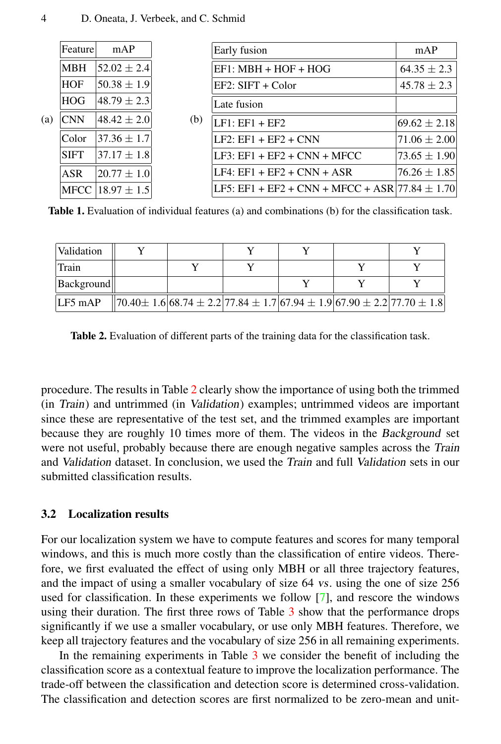(a)

| Feature | mAP |
|---|---|
| MBH | 52.02 ± 2.4 |
| HOF | 50.38 ± 1.9 |
| HOG | 48.79 ± 2.3 |
| CNN | 48.42 ± 2.0 |
| Color | 37.36 ± 1.7 |
| SIFT | 37.17 ± 1.8 |
| ASR | 20.77 ± 1.0 |
| MFCC | 18.97 ± 1.5 |

(b)

| Early fusion | mAP |
|---|---|
| EF1: MBH + HOF + HOG | 64.35 ± 2.3 |
| EF2: SIFT + Color | 45.78 ± 2.3 |
| **Late fusion** | |
| LF1: EF1 + EF2 | 69.62 ± 2.18 |
| LF2: EF1 + EF2 + CNN | 71.06 ± 2.00 |
| LF3: EF1 + EF2 + CNN + MFCC | 73.65 ± 1.90 |
| LF4: EF1 + EF2 + CNN + ASR | 76.26 ± 1.85 |
| LF5: EF1 + EF2 + CNN + MFCC + ASR | 77.84 ± 1.70 |

**Table 1.** Evaluation of individual features (a) and combinations (b) for the classification task.

| Validation | Y | | Y | Y | | Y |
|---|---|---|---|---|---|---|
| Train | | Y | Y | | Y | Y |
| Background | | | | Y | Y | Y |
| LF5 mAP | 70.40± 1.6 | 68.74 ± 2.2 | 77.84 ± 1.7 | 67.94 ± 1.9 | 67.90 ± 2.2 | 77.70 ± 1.8 |

**Table 2.** Evaluation of different parts of the training data for the classification task.

procedure. The results in Table 2 clearly show the importance of using both the trimmed (in *Train*) and untrimmed (in *Validation*) examples; untrimmed videos are important since these are representative of the test set, and the trimmed examples are important because they are roughly 10 times more of them. The videos in the *Background* set were not useful, probably because there are enough negative samples across the *Train* and *Validation* dataset. In conclusion, we used the *Train* and full *Validation* sets in our submitted classification results.

### 3.2 Localization results

For our localization system we have to compute features and scores for many temporal windows, and this is much more costly than the classification of entire videos. Therefore, we first evaluated the effect of using only MBH or all three trajectory features, and the impact of using a smaller vocabulary of size 64 *vs*. using the one of size 256 used for classification. In these experiments we follow [7], and rescore the windows using their duration. The first three rows of Table 3 show that the performance drops significantly if we use a smaller vocabulary, or use only MBH features. Therefore, we keep all trajectory features and the vocabulary of size 256 in all remaining experiments.

In the remaining experiments in Table 3 we consider the benefit of including the classification score as a contextual feature to improve the localization performance. The trade-off between the classification and detection score is determined cross-validation. The classification and detection scores are first normalized to be zero-mean and unit-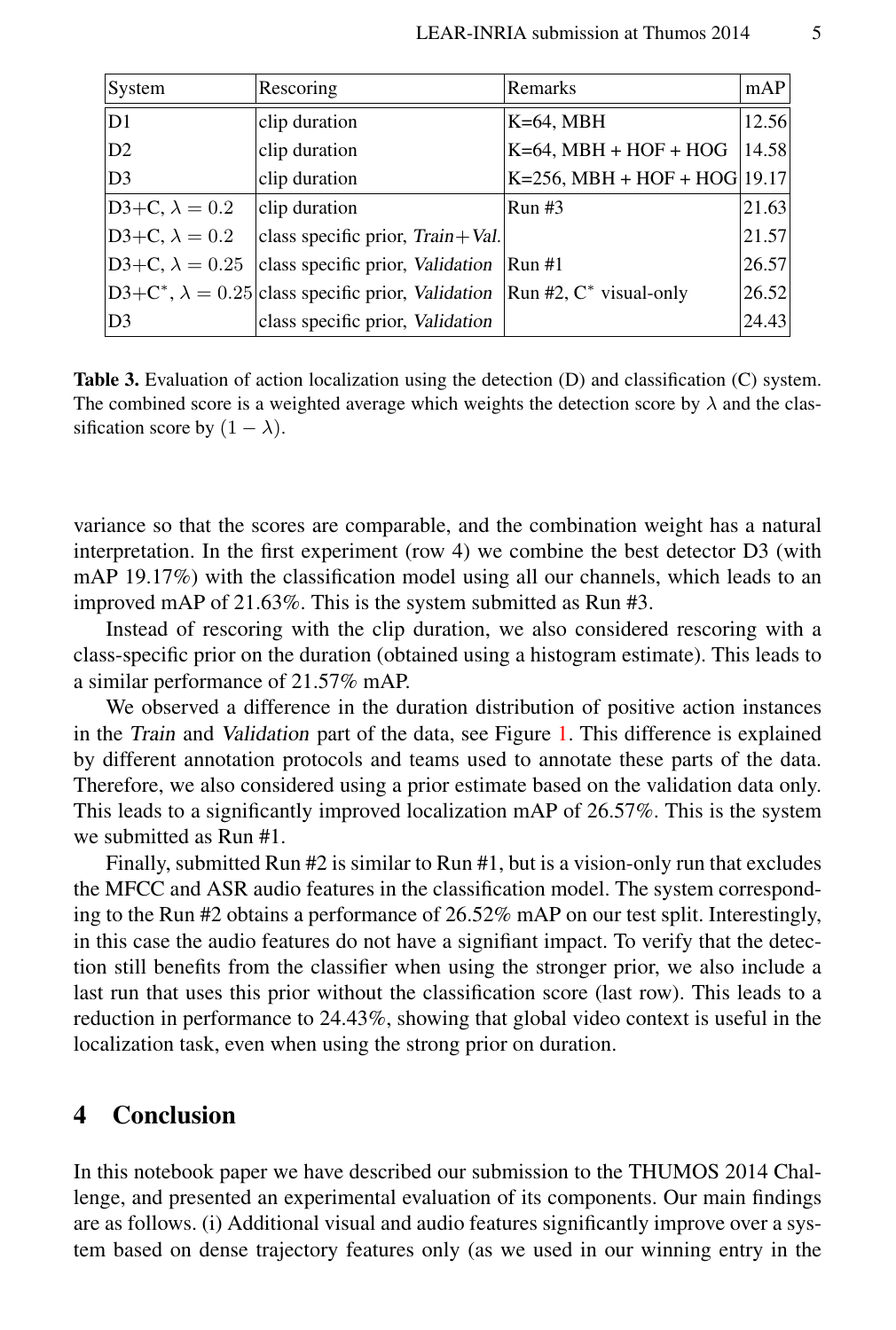| System | Rescoring | Remarks | mAP |
|---|---|---|---|
| D1 | clip duration | K=64, MBH | 12.56 |
| D2 | clip duration | K=64, MBH + HOF + HOG | 14.58 |
| D3 | clip duration | K=256, MBH + HOF + HOG | 19.17 |
| D3+C, $\lambda = 0.2$ | clip duration | Run #3 | 21.63 |
| D3+C, $\lambda = 0.2$ | class specific prior, *Train+Val.* | | 21.57 |
| D3+C, $\lambda = 0.25$ | class specific prior, *Validation* | Run #1 | 26.57 |
| D3+C$^{*}$, $\lambda = 0.25$ | class specific prior, *Validation* | Run #2, C$^{*}$ visual-only | 26.52 |
| D3 | class specific prior, *Validation* | | 24.43 |

**Table 3.** Evaluation of action localization using the detection (D) and classification (C) system. The combined score is a weighted average which weights the detection score by $\lambda$ and the classification score by $(1 - \lambda)$.

variance so that the scores are comparable, and the combination weight has a natural interpretation. In the first experiment (row 4) we combine the best detector D3 (with mAP 19.17%) with the classification model using all our channels, which leads to an improved mAP of 21.63%. This is the system submitted as Run #3.

Instead of rescoring with the clip duration, we also considered rescoring with a class-specific prior on the duration (obtained using a histogram estimate). This leads to a similar performance of 21.57% mAP.

We observed a difference in the duration distribution of positive action instances in the *Train* and *Validation* part of the data, see Figure 1. This difference is explained by different annotation protocols and teams used to annotate these parts of the data. Therefore, we also considered using a prior estimate based on the validation data only. This leads to a significantly improved localization mAP of 26.57%. This is the system we submitted as Run #1.

Finally, submitted Run #2 is similar to Run #1, but is a vision-only run that excludes the MFCC and ASR audio features in the classification model. The system corresponding to the Run #2 obtains a performance of 26.52% mAP on our test split. Interestingly, in this case the audio features do not have a signifiant impact. To verify that the detection still benefits from the classifier when using the stronger prior, we also include a last run that uses this prior without the classification score (last row). This leads to a reduction in performance to 24.43%, showing that global video context is useful in the localization task, even when using the strong prior on duration.

## 4 Conclusion

In this notebook paper we have described our submission to the THUMOS 2014 Challenge, and presented an experimental evaluation of its components. Our main findings are as follows. (i) Additional visual and audio features significantly improve over a system based on dense trajectory features only (as we used in our winning entry in the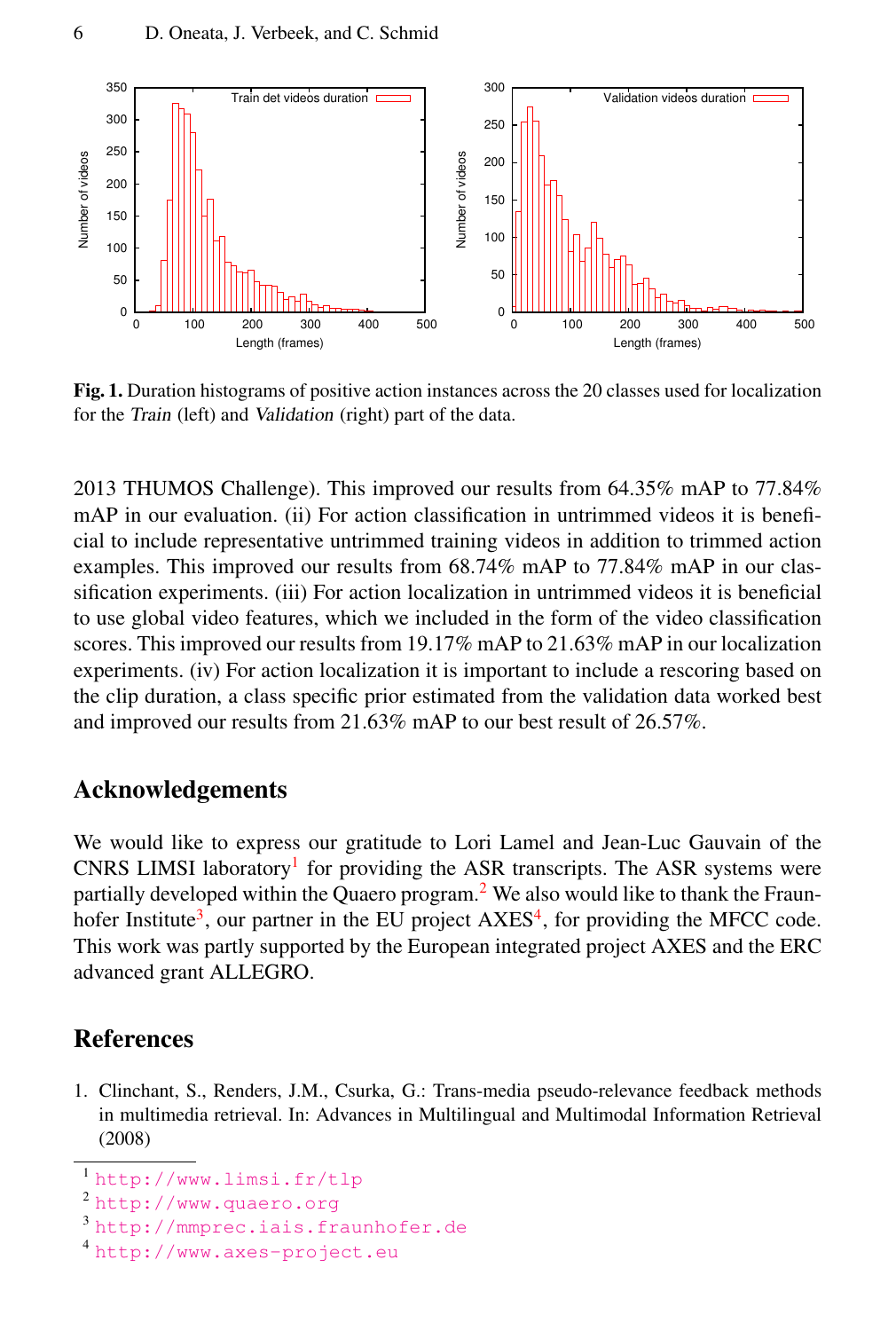**Fig. 1.** Duration histograms of positive action instances across the 20 classes used for localization for the *Train* (left) and *Validation* (right) part of the data.

2013 THUMOS Challenge). This improved our results from 64.35% mAP to 77.84% mAP in our evaluation. (ii) For action classification in untrimmed videos it is beneficial to include representative untrimmed training videos in addition to trimmed action examples. This improved our results from 68.74% mAP to 77.84% mAP in our classification experiments. (iii) For action localization in untrimmed videos it is beneficial to use global video features, which we included in the form of the video classification scores. This improved our results from 19.17% mAP to 21.63% mAP in our localization experiments. (iv) For action localization it is important to include a rescoring based on the clip duration, a class specific prior estimated from the validation data worked best and improved our results from 21.63% mAP to our best result of 26.57%.

## Acknowledgements

We would like to express our gratitude to Lori Lamel and Jean-Luc Gauvain of the CNRS LIMSI laboratory[1] for providing the ASR transcripts. The ASR systems were partially developed within the Quaero program.[2] We also would like to thank the Fraunhofer Institute[3], our partner in the EU project AXES[4], for providing the MFCC code. This work was partly supported by the European integrated project AXES and the ERC advanced grant ALLEGRO.

## References

1. Clinchant, S., Renders, J.M., Csurka, G.: Trans-media pseudo-relevance feedback methods in multimedia retrieval. In: Advances in Multilingual and Multimodal Information Retrieval (2008)

[1] http://www.limsi.fr/tlp
[2] http://www.quaero.org
[3] http://mmprec.iais.fraunhofer.de
[4] http://www.axes-project.eu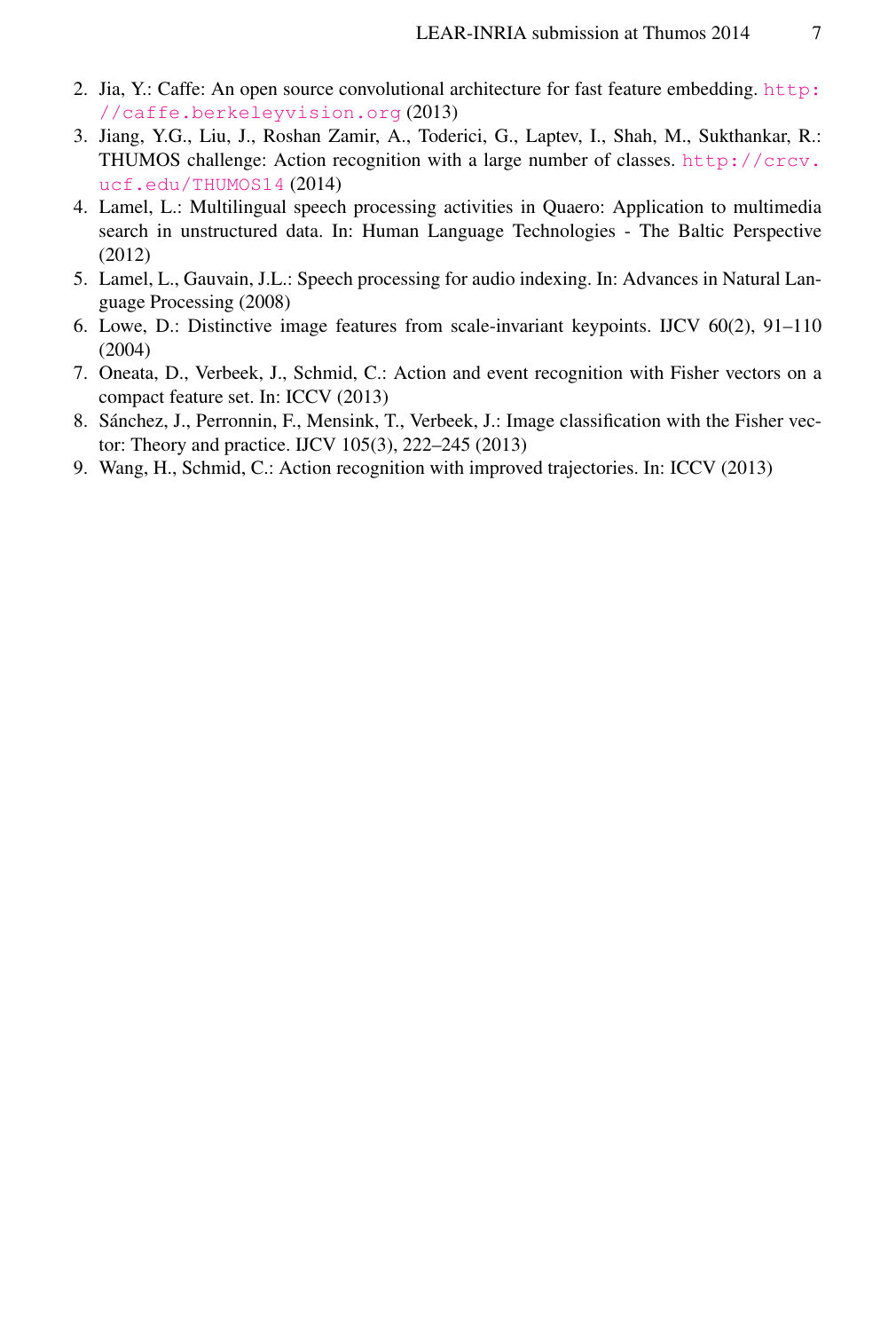2. Jia, Y.: Caffe: An open source convolutional architecture for fast feature embedding. http://caffe.berkeleyvision.org (2013)
3. Jiang, Y.G., Liu, J., Roshan Zamir, A., Toderici, G., Laptev, I., Shah, M., Sukthankar, R.: THUMOS challenge: Action recognition with a large number of classes. http://crcv.ucf.edu/THUMOS14 (2014)
4. Lamel, L.: Multilingual speech processing activities in Quaero: Application to multimedia search in unstructured data. In: Human Language Technologies - The Baltic Perspective (2012)
5. Lamel, L., Gauvain, J.L.: Speech processing for audio indexing. In: Advances in Natural Language Processing (2008)
6. Lowe, D.: Distinctive image features from scale-invariant keypoints. IJCV 60(2), 91–110 (2004)
7. Oneata, D., Verbeek, J., Schmid, C.: Action and event recognition with Fisher vectors on a compact feature set. In: ICCV (2013)
8. Sánchez, J., Perronnin, F., Mensink, T., Verbeek, J.: Image classification with the Fisher vector: Theory and practice. IJCV 105(3), 222–245 (2013)
9. Wang, H., Schmid, C.: Action recognition with improved trajectories. In: ICCV (2013)